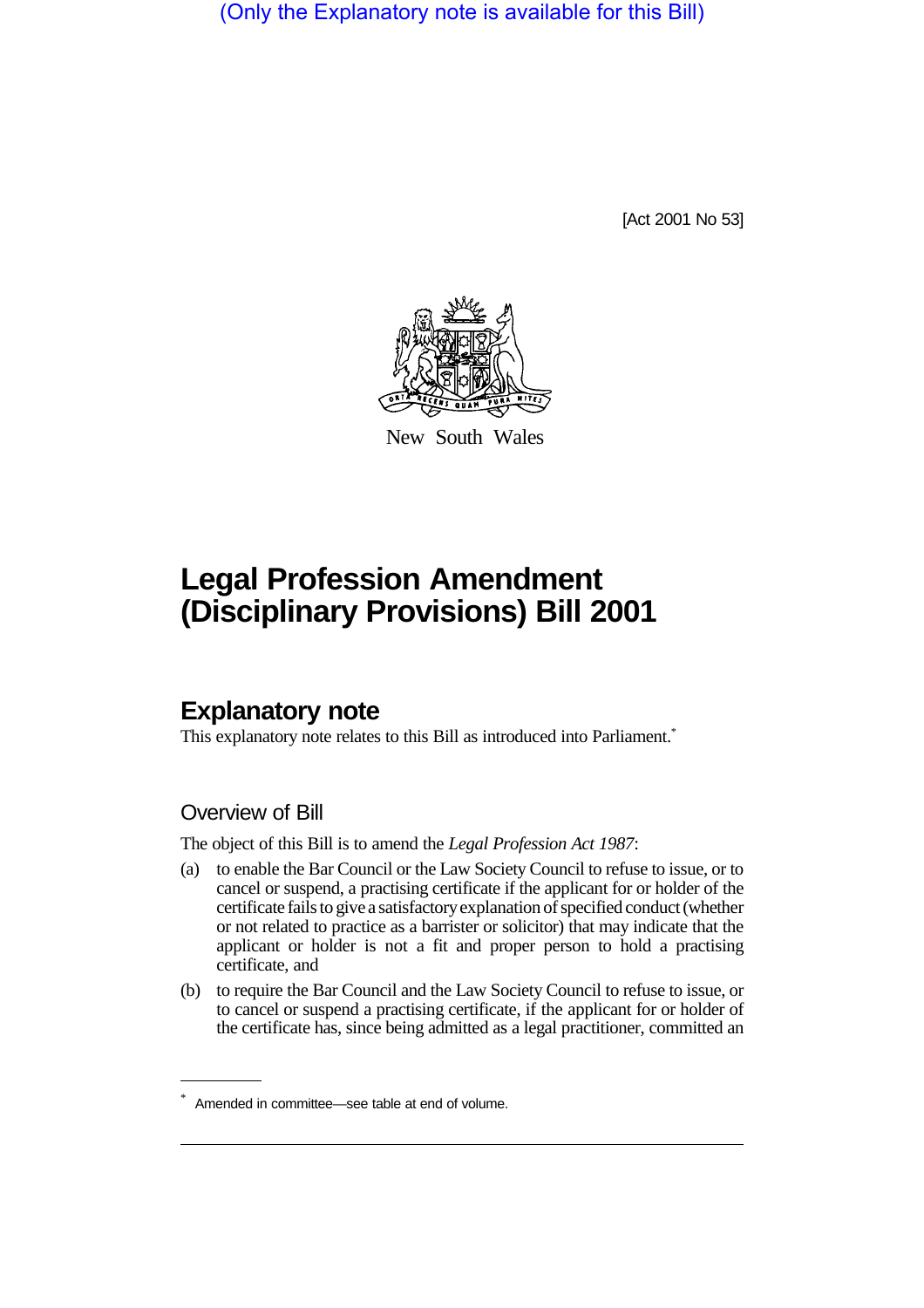(Only the Explanatory note is available for this Bill)

[Act 2001 No 53]

New South Wales

# Legal Profession Amendment (Disciplinary Provisions) Bill 2001

## Explanatory note

This explanatory note relates to this Bill as introduced into Parliament.*

### Overview of Bill

The object of this Bill is to amend the *Legal Profession Act 1987*:

(a) to enable the Bar Council or the Law Society Council to refuse to issue, or to cancel or suspend, a practising certificate if the applicant for or holder of the certificate fails to give a satisfactory explanation of specified conduct (whether or not related to practice as a barrister or solicitor) that may indicate that the applicant or holder is not a fit and proper person to hold a practising certificate, and

(b) to require the Bar Council and the Law Society Council to refuse to issue, or to cancel or suspend a practising certificate, if the applicant for or holder of the certificate has, since being admitted as a legal practitioner, committed an

* Amended in committee—see table at end of volume.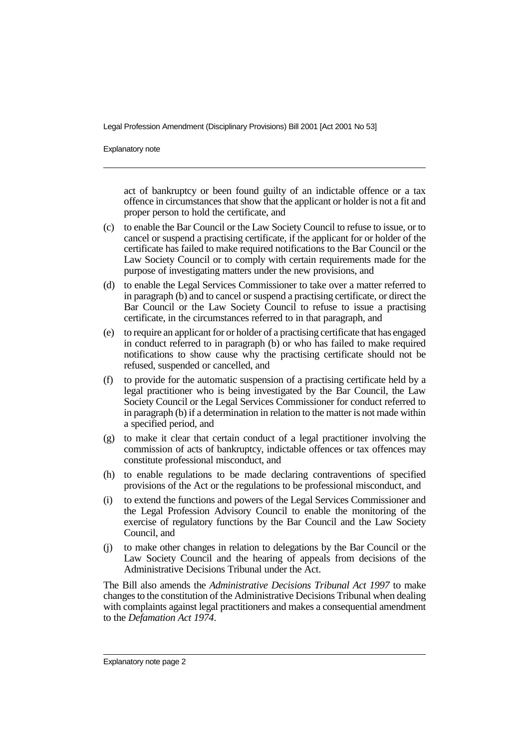act of bankruptcy or been found guilty of an indictable offence or a tax offence in circumstances that show that the applicant or holder is not a fit and proper person to hold the certificate, and

(c) to enable the Bar Council or the Law Society Council to refuse to issue, or to cancel or suspend a practising certificate, if the applicant for or holder of the certificate has failed to make required notifications to the Bar Council or the Law Society Council or to comply with certain requirements made for the purpose of investigating matters under the new provisions, and

(d) to enable the Legal Services Commissioner to take over a matter referred to in paragraph (b) and to cancel or suspend a practising certificate, or direct the Bar Council or the Law Society Council to refuse to issue a practising certificate, in the circumstances referred to in that paragraph, and

(e) to require an applicant for or holder of a practising certificate that has engaged in conduct referred to in paragraph (b) or who has failed to make required notifications to show cause why the practising certificate should not be refused, suspended or cancelled, and

(f) to provide for the automatic suspension of a practising certificate held by a legal practitioner who is being investigated by the Bar Council, the Law Society Council or the Legal Services Commissioner for conduct referred to in paragraph (b) if a determination in relation to the matter is not made within a specified period, and

(g) to make it clear that certain conduct of a legal practitioner involving the commission of acts of bankruptcy, indictable offences or tax offences may constitute professional misconduct, and

(h) to enable regulations to be made declaring contraventions of specified provisions of the Act or the regulations to be professional misconduct, and

(i) to extend the functions and powers of the Legal Services Commissioner and the Legal Profession Advisory Council to enable the monitoring of the exercise of regulatory functions by the Bar Council and the Law Society Council, and

(j) to make other changes in relation to delegations by the Bar Council or the Law Society Council and the hearing of appeals from decisions of the Administrative Decisions Tribunal under the Act.

The Bill also amends the *Administrative Decisions Tribunal Act 1997* to make changes to the constitution of the Administrative Decisions Tribunal when dealing with complaints against legal practitioners and makes a consequential amendment to the *Defamation Act 1974*.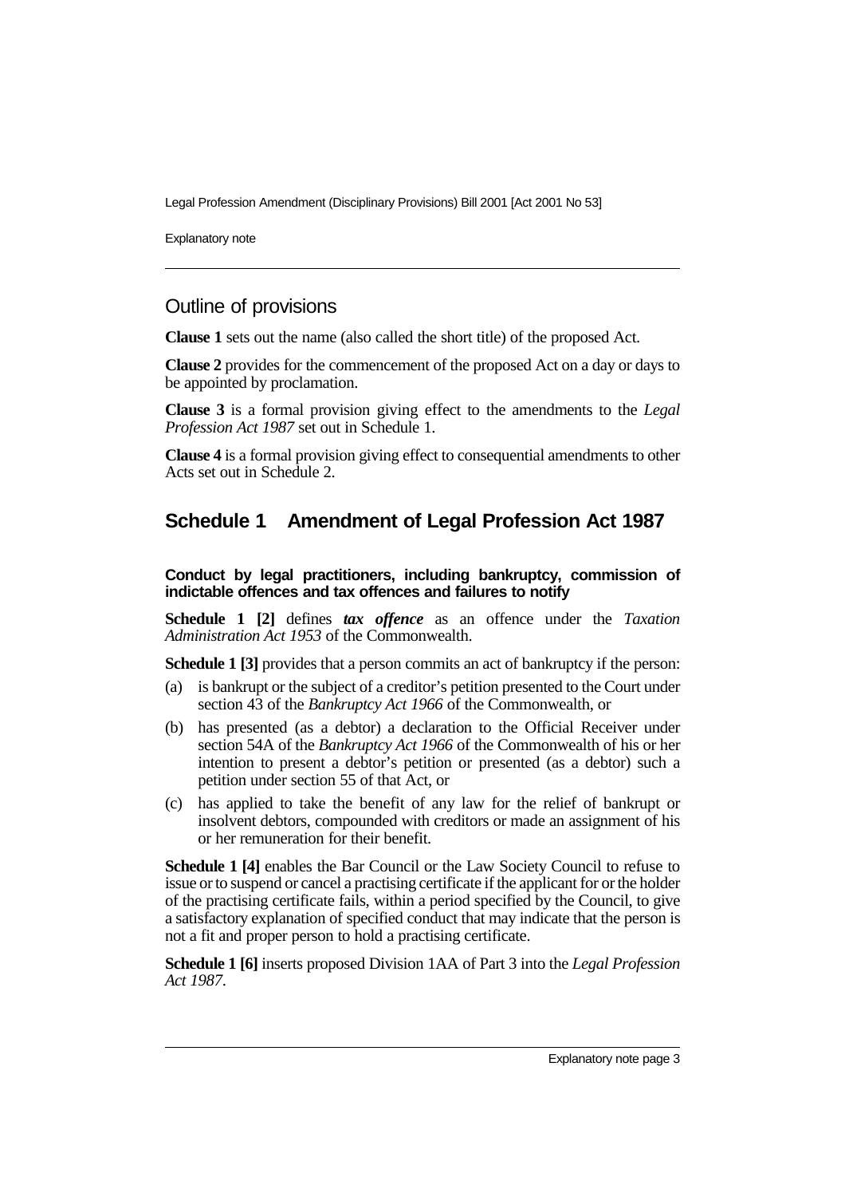## Outline of provisions

**Clause 1** sets out the name (also called the short title) of the proposed Act.

**Clause 2** provides for the commencement of the proposed Act on a day or days to be appointed by proclamation.

**Clause 3** is a formal provision giving effect to the amendments to the *Legal Profession Act 1987* set out in Schedule 1.

**Clause 4** is a formal provision giving effect to consequential amendments to other Acts set out in Schedule 2.

## Schedule 1 Amendment of Legal Profession Act 1987

#### Conduct by legal practitioners, including bankruptcy, commission of indictable offences and tax offences and failures to notify

**Schedule 1 [2]** defines ***tax offence*** as an offence under the *Taxation Administration Act 1953* of the Commonwealth.

**Schedule 1 [3]** provides that a person commits an act of bankruptcy if the person:

(a) is bankrupt or the subject of a creditor's petition presented to the Court under section 43 of the *Bankruptcy Act 1966* of the Commonwealth, or

(b) has presented (as a debtor) a declaration to the Official Receiver under section 54A of the *Bankruptcy Act 1966* of the Commonwealth of his or her intention to present a debtor's petition or presented (as a debtor) such a petition under section 55 of that Act, or

(c) has applied to take the benefit of any law for the relief of bankrupt or insolvent debtors, compounded with creditors or made an assignment of his or her remuneration for their benefit.

**Schedule 1 [4]** enables the Bar Council or the Law Society Council to refuse to issue or to suspend or cancel a practising certificate if the applicant for or the holder of the practising certificate fails, within a period specified by the Council, to give a satisfactory explanation of specified conduct that may indicate that the person is not a fit and proper person to hold a practising certificate.

**Schedule 1 [6]** inserts proposed Division 1AA of Part 3 into the *Legal Profession Act 1987*.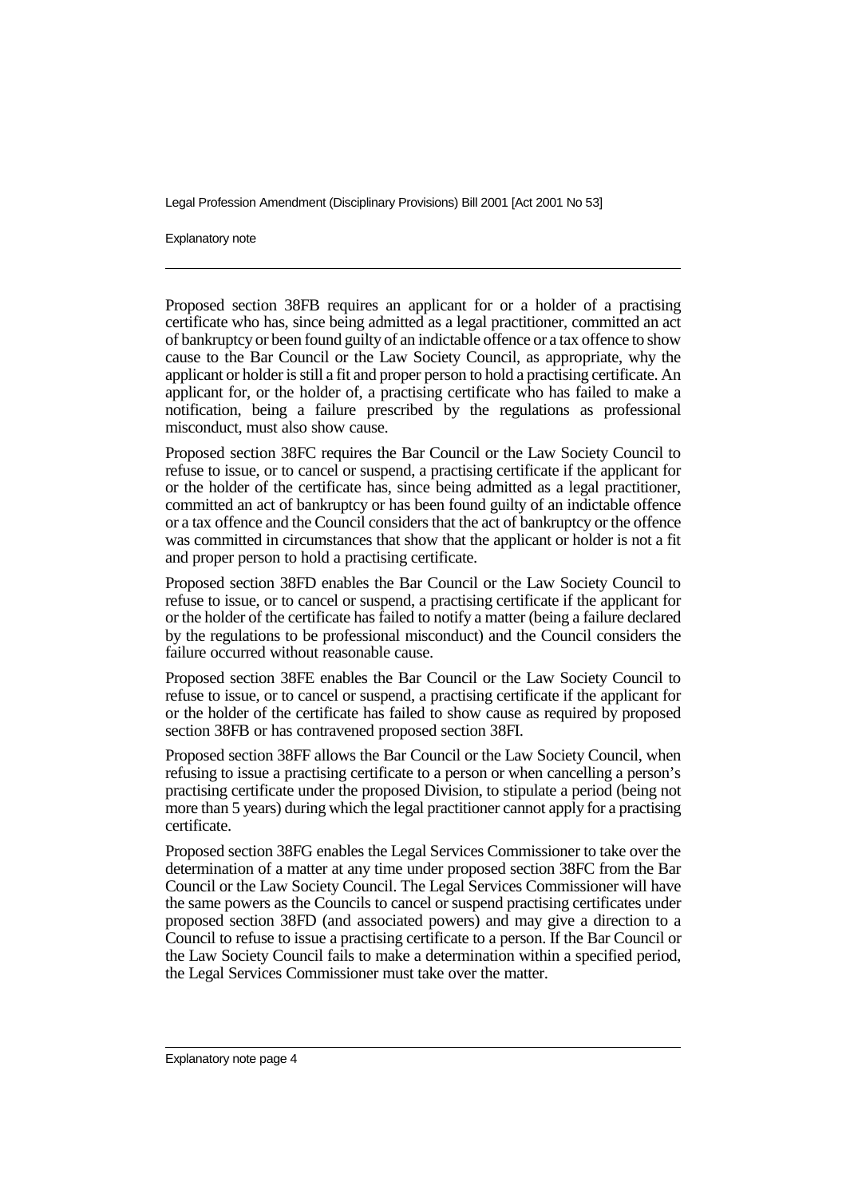Proposed section 38FB requires an applicant for or a holder of a practising certificate who has, since being admitted as a legal practitioner, committed an act of bankruptcy or been found guilty of an indictable offence or a tax offence to show cause to the Bar Council or the Law Society Council, as appropriate, why the applicant or holder is still a fit and proper person to hold a practising certificate. An applicant for, or the holder of, a practising certificate who has failed to make a notification, being a failure prescribed by the regulations as professional misconduct, must also show cause.

Proposed section 38FC requires the Bar Council or the Law Society Council to refuse to issue, or to cancel or suspend, a practising certificate if the applicant for or the holder of the certificate has, since being admitted as a legal practitioner, committed an act of bankruptcy or has been found guilty of an indictable offence or a tax offence and the Council considers that the act of bankruptcy or the offence was committed in circumstances that show that the applicant or holder is not a fit and proper person to hold a practising certificate.

Proposed section 38FD enables the Bar Council or the Law Society Council to refuse to issue, or to cancel or suspend, a practising certificate if the applicant for or the holder of the certificate has failed to notify a matter (being a failure declared by the regulations to be professional misconduct) and the Council considers the failure occurred without reasonable cause.

Proposed section 38FE enables the Bar Council or the Law Society Council to refuse to issue, or to cancel or suspend, a practising certificate if the applicant for or the holder of the certificate has failed to show cause as required by proposed section 38FB or has contravened proposed section 38FI.

Proposed section 38FF allows the Bar Council or the Law Society Council, when refusing to issue a practising certificate to a person or when cancelling a person's practising certificate under the proposed Division, to stipulate a period (being not more than 5 years) during which the legal practitioner cannot apply for a practising certificate.

Proposed section 38FG enables the Legal Services Commissioner to take over the determination of a matter at any time under proposed section 38FC from the Bar Council or the Law Society Council. The Legal Services Commissioner will have the same powers as the Councils to cancel or suspend practising certificates under proposed section 38FD (and associated powers) and may give a direction to a Council to refuse to issue a practising certificate to a person. If the Bar Council or the Law Society Council fails to make a determination within a specified period, the Legal Services Commissioner must take over the matter.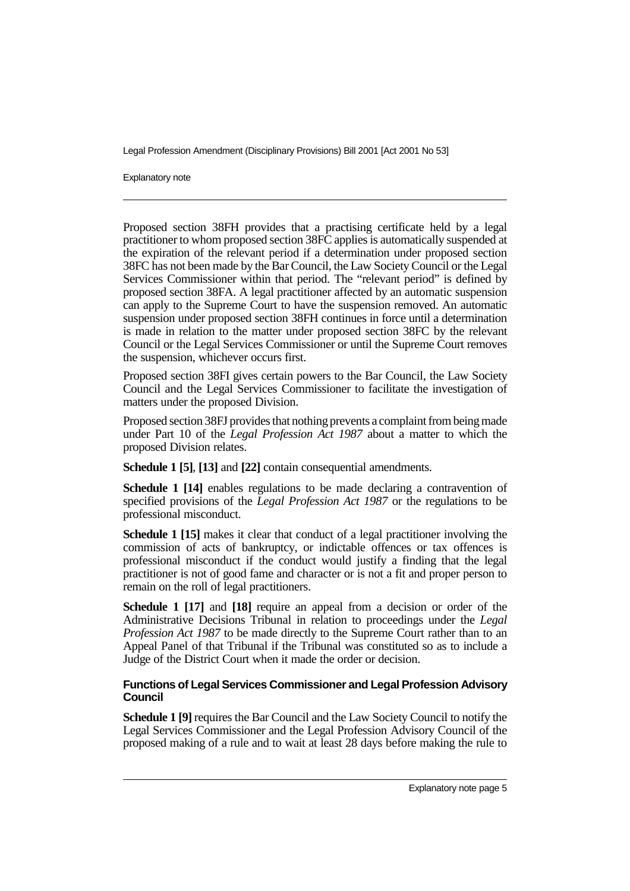Proposed section 38FH provides that a practising certificate held by a legal practitioner to whom proposed section 38FC applies is automatically suspended at the expiration of the relevant period if a determination under proposed section 38FC has not been made by the Bar Council, the Law Society Council or the Legal Services Commissioner within that period. The "relevant period" is defined by proposed section 38FA. A legal practitioner affected by an automatic suspension can apply to the Supreme Court to have the suspension removed. An automatic suspension under proposed section 38FH continues in force until a determination is made in relation to the matter under proposed section 38FC by the relevant Council or the Legal Services Commissioner or until the Supreme Court removes the suspension, whichever occurs first.

Proposed section 38FI gives certain powers to the Bar Council, the Law Society Council and the Legal Services Commissioner to facilitate the investigation of matters under the proposed Division.

Proposed section 38FJ provides that nothing prevents a complaint from being made under Part 10 of the *Legal Profession Act 1987* about a matter to which the proposed Division relates.

**Schedule 1 [5]**, **[13]** and **[22]** contain consequential amendments.

**Schedule 1 [14]** enables regulations to be made declaring a contravention of specified provisions of the *Legal Profession Act 1987* or the regulations to be professional misconduct.

**Schedule 1 [15]** makes it clear that conduct of a legal practitioner involving the commission of acts of bankruptcy, or indictable offences or tax offences is professional misconduct if the conduct would justify a finding that the legal practitioner is not of good fame and character or is not a fit and proper person to remain on the roll of legal practitioners.

**Schedule 1 [17]** and **[18]** require an appeal from a decision or order of the Administrative Decisions Tribunal in relation to proceedings under the *Legal Profession Act 1987* to be made directly to the Supreme Court rather than to an Appeal Panel of that Tribunal if the Tribunal was constituted so as to include a Judge of the District Court when it made the order or decision.

#### Functions of Legal Services Commissioner and Legal Profession Advisory Council

**Schedule 1 [9]** requires the Bar Council and the Law Society Council to notify the Legal Services Commissioner and the Legal Profession Advisory Council of the proposed making of a rule and to wait at least 28 days before making the rule to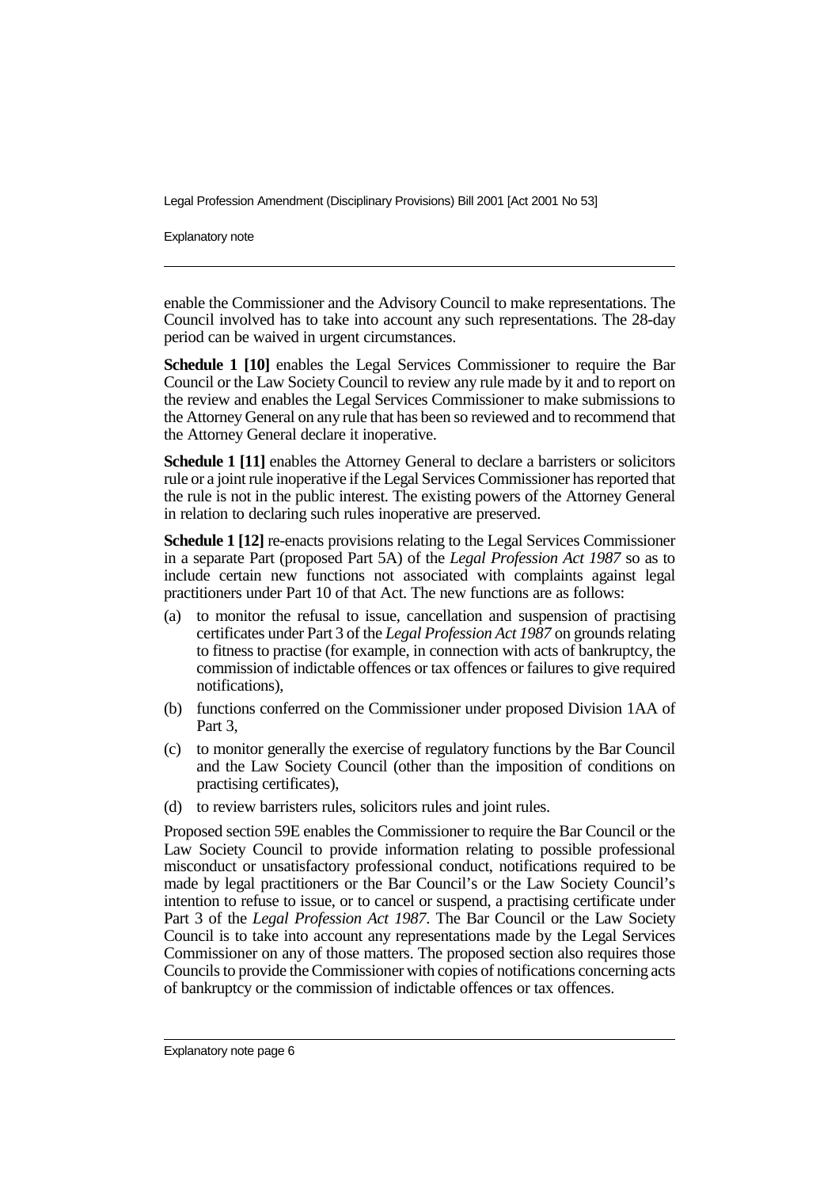enable the Commissioner and the Advisory Council to make representations. The Council involved has to take into account any such representations. The 28-day period can be waived in urgent circumstances.

**Schedule 1 [10]** enables the Legal Services Commissioner to require the Bar Council or the Law Society Council to review any rule made by it and to report on the review and enables the Legal Services Commissioner to make submissions to the Attorney General on any rule that has been so reviewed and to recommend that the Attorney General declare it inoperative.

**Schedule 1 [11]** enables the Attorney General to declare a barristers or solicitors rule or a joint rule inoperative if the Legal Services Commissioner has reported that the rule is not in the public interest. The existing powers of the Attorney General in relation to declaring such rules inoperative are preserved.

**Schedule 1 [12]** re-enacts provisions relating to the Legal Services Commissioner in a separate Part (proposed Part 5A) of the *Legal Profession Act 1987* so as to include certain new functions not associated with complaints against legal practitioners under Part 10 of that Act. The new functions are as follows:

(a) to monitor the refusal to issue, cancellation and suspension of practising certificates under Part 3 of the *Legal Profession Act 1987* on grounds relating to fitness to practise (for example, in connection with acts of bankruptcy, the commission of indictable offences or tax offences or failures to give required notifications),

(b) functions conferred on the Commissioner under proposed Division 1AA of Part 3,

(c) to monitor generally the exercise of regulatory functions by the Bar Council and the Law Society Council (other than the imposition of conditions on practising certificates),

(d) to review barristers rules, solicitors rules and joint rules.

Proposed section 59E enables the Commissioner to require the Bar Council or the Law Society Council to provide information relating to possible professional misconduct or unsatisfactory professional conduct, notifications required to be made by legal practitioners or the Bar Council's or the Law Society Council's intention to refuse to issue, or to cancel or suspend, a practising certificate under Part 3 of the *Legal Profession Act 1987*. The Bar Council or the Law Society Council is to take into account any representations made by the Legal Services Commissioner on any of those matters. The proposed section also requires those Councils to provide the Commissioner with copies of notifications concerning acts of bankruptcy or the commission of indictable offences or tax offences.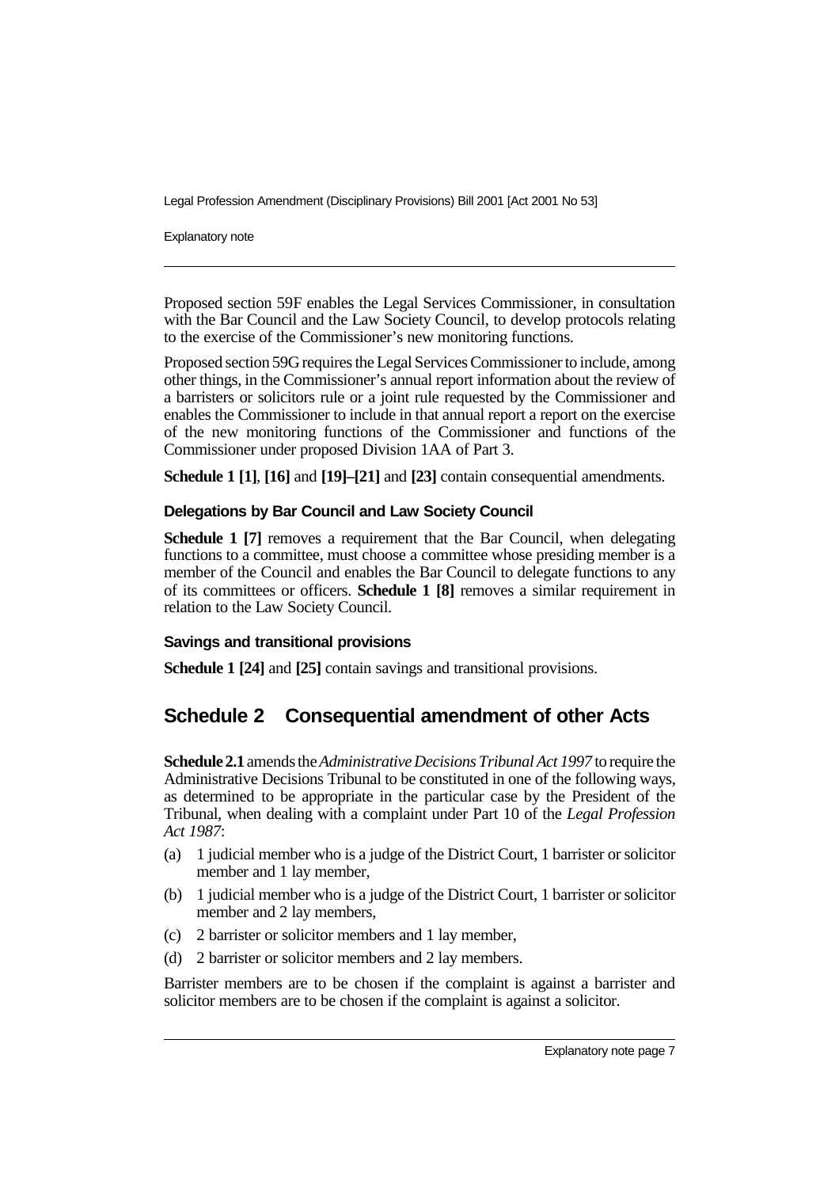Proposed section 59F enables the Legal Services Commissioner, in consultation with the Bar Council and the Law Society Council, to develop protocols relating to the exercise of the Commissioner's new monitoring functions.

Proposed section 59G requires the Legal Services Commissioner to include, among other things, in the Commissioner's annual report information about the review of a barristers or solicitors rule or a joint rule requested by the Commissioner and enables the Commissioner to include in that annual report a report on the exercise of the new monitoring functions of the Commissioner and functions of the Commissioner under proposed Division 1AA of Part 3.

**Schedule 1 [1]**, **[16]** and **[19]–[21]** and **[23]** contain consequential amendments.

### Delegations by Bar Council and Law Society Council

**Schedule 1 [7]** removes a requirement that the Bar Council, when delegating functions to a committee, must choose a committee whose presiding member is a member of the Council and enables the Bar Council to delegate functions to any of its committees or officers. **Schedule 1 [8]** removes a similar requirement in relation to the Law Society Council.

### Savings and transitional provisions

**Schedule 1 [24]** and **[25]** contain savings and transitional provisions.

## Schedule 2 Consequential amendment of other Acts

**Schedule 2.1** amends the *Administrative Decisions Tribunal Act 1997* to require the Administrative Decisions Tribunal to be constituted in one of the following ways, as determined to be appropriate in the particular case by the President of the Tribunal, when dealing with a complaint under Part 10 of the *Legal Profession Act 1987*:

(a) 1 judicial member who is a judge of the District Court, 1 barrister or solicitor member and 1 lay member,

(b) 1 judicial member who is a judge of the District Court, 1 barrister or solicitor member and 2 lay members,

(c) 2 barrister or solicitor members and 1 lay member,

(d) 2 barrister or solicitor members and 2 lay members.

Barrister members are to be chosen if the complaint is against a barrister and solicitor members are to be chosen if the complaint is against a solicitor.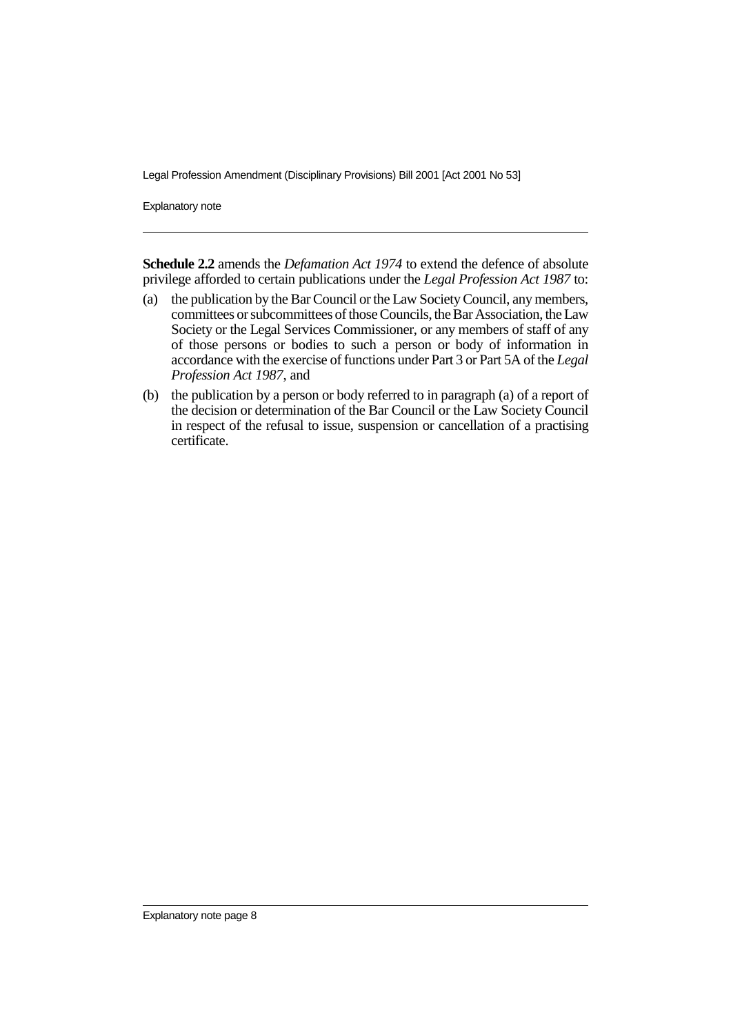**Schedule 2.2** amends the *Defamation Act 1974* to extend the defence of absolute privilege afforded to certain publications under the *Legal Profession Act 1987* to:

(a) the publication by the Bar Council or the Law Society Council, any members, committees or subcommittees of those Councils, the Bar Association, the Law Society or the Legal Services Commissioner, or any members of staff of any of those persons or bodies to such a person or body of information in accordance with the exercise of functions under Part 3 or Part 5A of the *Legal Profession Act 1987*, and

(b) the publication by a person or body referred to in paragraph (a) of a report of the decision or determination of the Bar Council or the Law Society Council in respect of the refusal to issue, suspension or cancellation of a practising certificate.